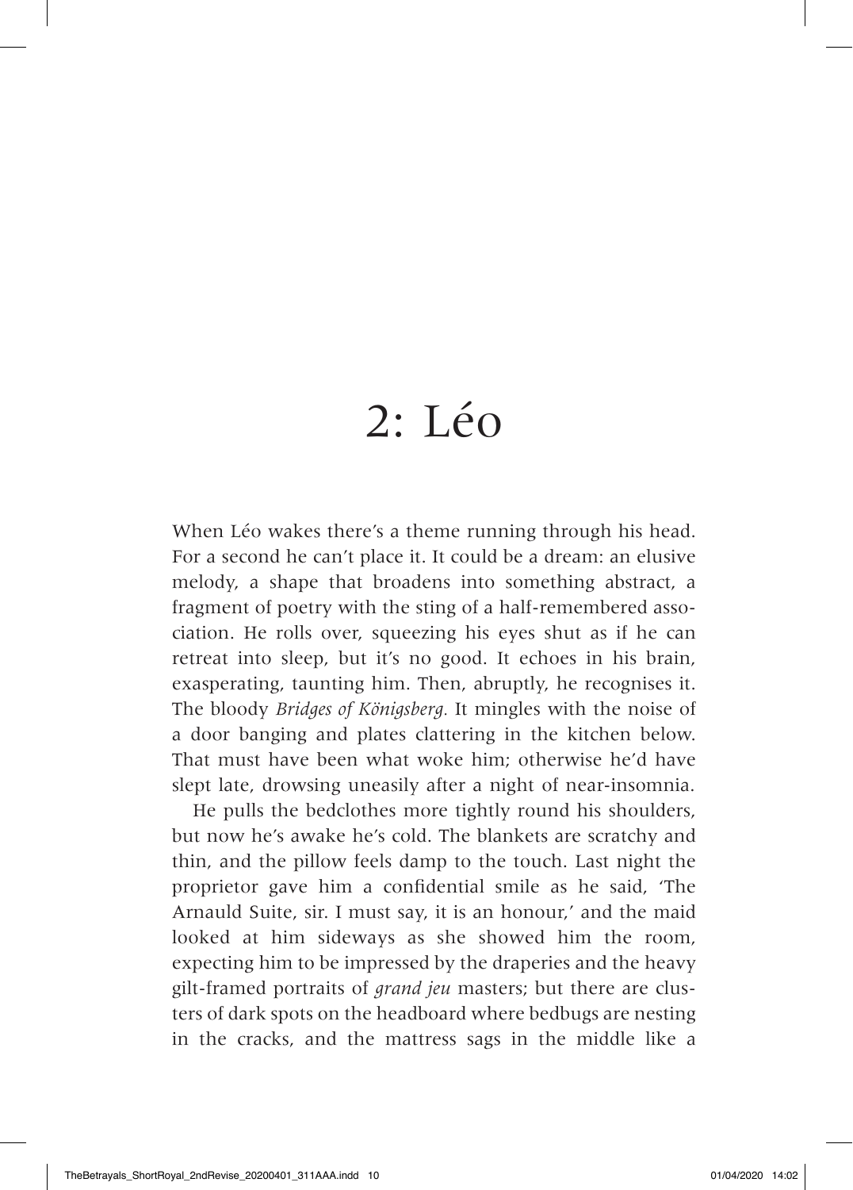# 2: Léo

When Léo wakes there's a theme running through his head. For a second he can't place it. It could be a dream: an elusive melody, a shape that broadens into something abstract, a fragment of poetry with the sting of a half-remembered association. He rolls over, squeezing his eyes shut as if he can retreat into sleep, but it's no good. It echoes in his brain, exasperating, taunting him. Then, abruptly, he recognises it. The bloody *Bridges of Königsberg.* It mingles with the noise of a door banging and plates clattering in the kitchen below. That must have been what woke him; otherwise he'd have slept late, drowsing uneasily after a night of near-insomnia.

He pulls the bedclothes more tightly round his shoulders, but now he's awake he's cold. The blankets are scratchy and thin, and the pillow feels damp to the touch. Last night the proprietor gave him a confidential smile as he said, 'The Arnauld Suite, sir. I must say, it is an honour,' and the maid looked at him sideways as she showed him the room, expecting him to be impressed by the draperies and the heavy gilt-framed portraits of *grand jeu* masters; but there are clusters of dark spots on the headboard where bedbugs are nesting in the cracks, and the mattress sags in the middle like a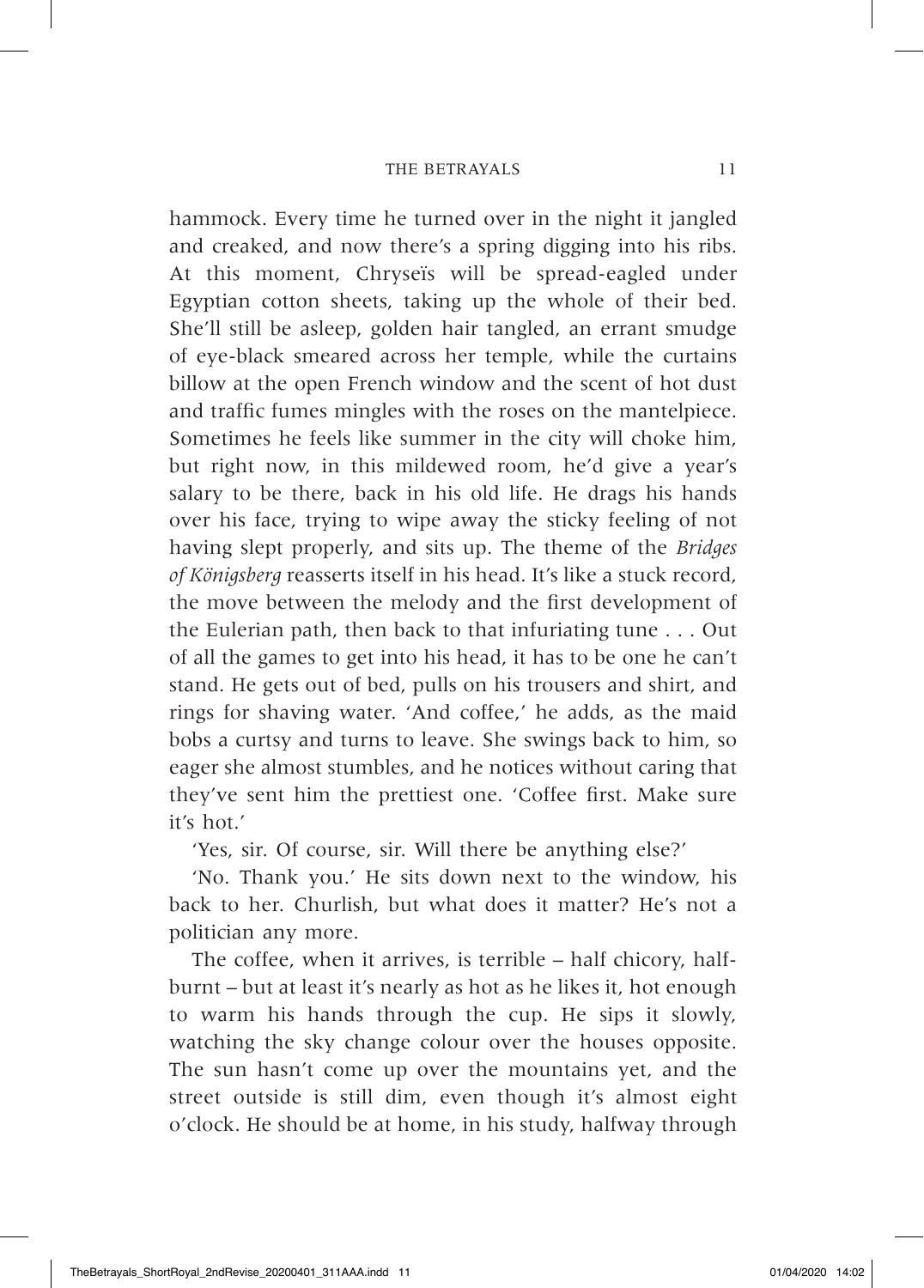hammock. Every time he turned over in the night it jangled and creaked, and now there's a spring digging into his ribs. At this moment, Chryseïs will be spread-eagled under Egyptian cotton sheets, taking up the whole of their bed. She'll still be asleep, golden hair tangled, an errant smudge of eye-black smeared across her temple, while the curtains billow at the open French window and the scent of hot dust and traffic fumes mingles with the roses on the mantelpiece. Sometimes he feels like summer in the city will choke him, but right now, in this mildewed room, he'd give a year's salary to be there, back in his old life. He drags his hands over his face, trying to wipe away the sticky feeling of not having slept properly, and sits up. The theme of the *Bridges of Königsberg* reasserts itself in his head. It's like a stuck record, the move between the melody and the first development of the Eulerian path, then back to that infuriating tune . . . Out of all the games to get into his head, it has to be one he can't stand. He gets out of bed, pulls on his trousers and shirt, and rings for shaving water. 'And coffee,' he adds, as the maid bobs a curtsy and turns to leave. She swings back to him, so eager she almost stumbles, and he notices without caring that they've sent him the prettiest one. 'Coffee first. Make sure it's hot.'

'Yes, sir. Of course, sir. Will there be anything else?'

'No. Thank you.' He sits down next to the window, his back to her. Churlish, but what does it matter? He's not a politician any more.

The coffee, when it arrives, is terrible – half chicory, half-burnt – but at least it's nearly as hot as he likes it, hot enough to warm his hands through the cup. He sips it slowly, watching the sky change colour over the houses opposite. The sun hasn't come up over the mountains yet, and the street outside is still dim, even though it's almost eight o'clock. He should be at home, in his study, halfway through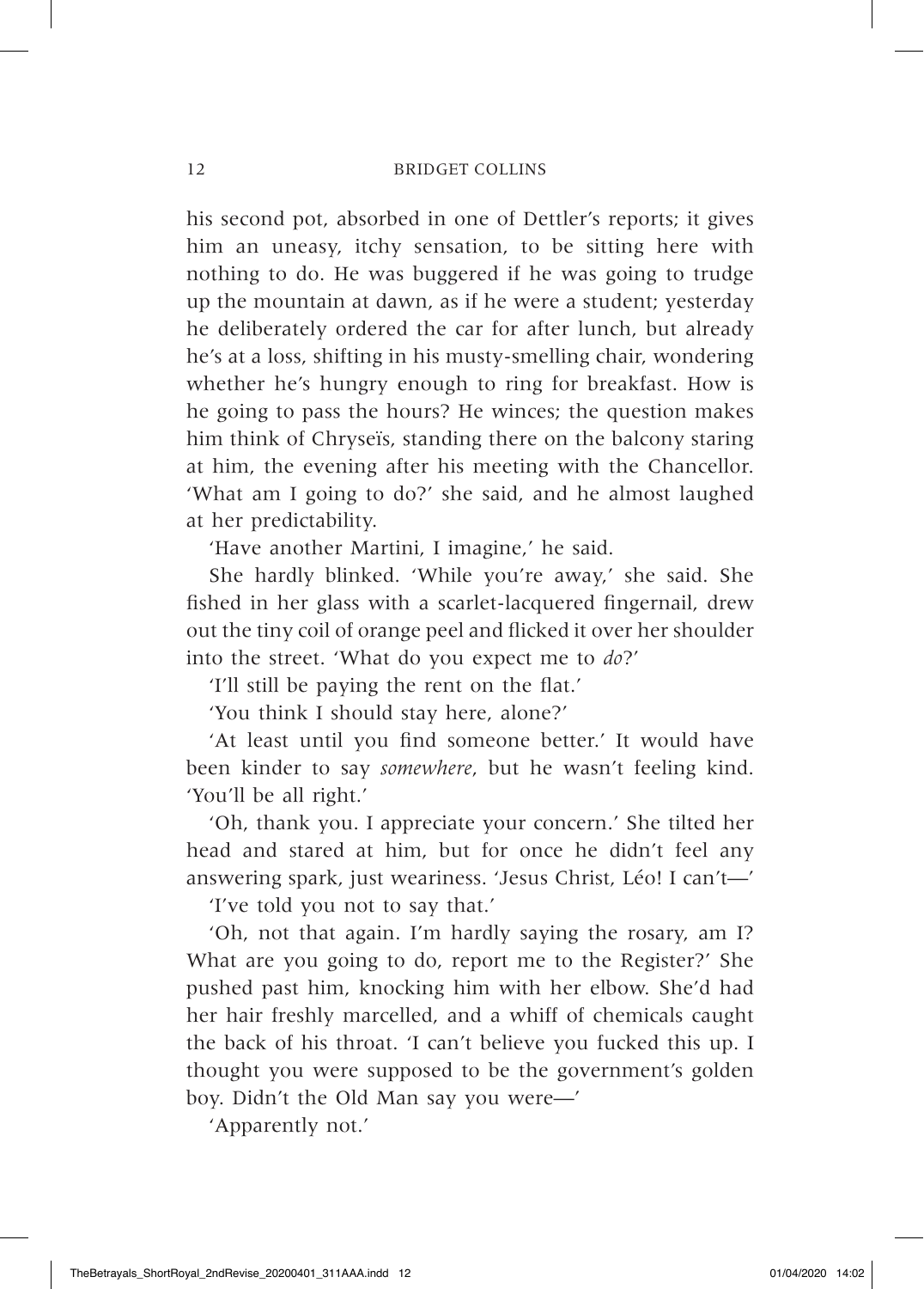his second pot, absorbed in one of Dettler's reports; it gives him an uneasy, itchy sensation, to be sitting here with nothing to do. He was buggered if he was going to trudge up the mountain at dawn, as if he were a student; yesterday he deliberately ordered the car for after lunch, but already he's at a loss, shifting in his musty-smelling chair, wondering whether he's hungry enough to ring for breakfast. How is he going to pass the hours? He winces; the question makes him think of Chryseïs, standing there on the balcony staring at him, the evening after his meeting with the Chancellor. 'What am I going to do?' she said, and he almost laughed at her predictability.

'Have another Martini, I imagine,' he said.

She hardly blinked. 'While you're away,' she said. She fished in her glass with a scarlet-lacquered fingernail, drew out the tiny coil of orange peel and flicked it over her shoulder into the street. 'What do you expect me to *do*?'

'I'll still be paying the rent on the flat.'

'You think I should stay here, alone?'

'At least until you find someone better.' It would have been kinder to say *somewhere*, but he wasn't feeling kind. 'You'll be all right.'

'Oh, thank you. I appreciate your concern.' She tilted her head and stared at him, but for once he didn't feel any answering spark, just weariness. 'Jesus Christ, Léo! I can't—'

'I've told you not to say that.'

'Oh, not that again. I'm hardly saying the rosary, am I? What are you going to do, report me to the Register?' She pushed past him, knocking him with her elbow. She'd had her hair freshly marcelled, and a whiff of chemicals caught the back of his throat. 'I can't believe you fucked this up. I thought you were supposed to be the government's golden boy. Didn't the Old Man say you were—'

'Apparently not.'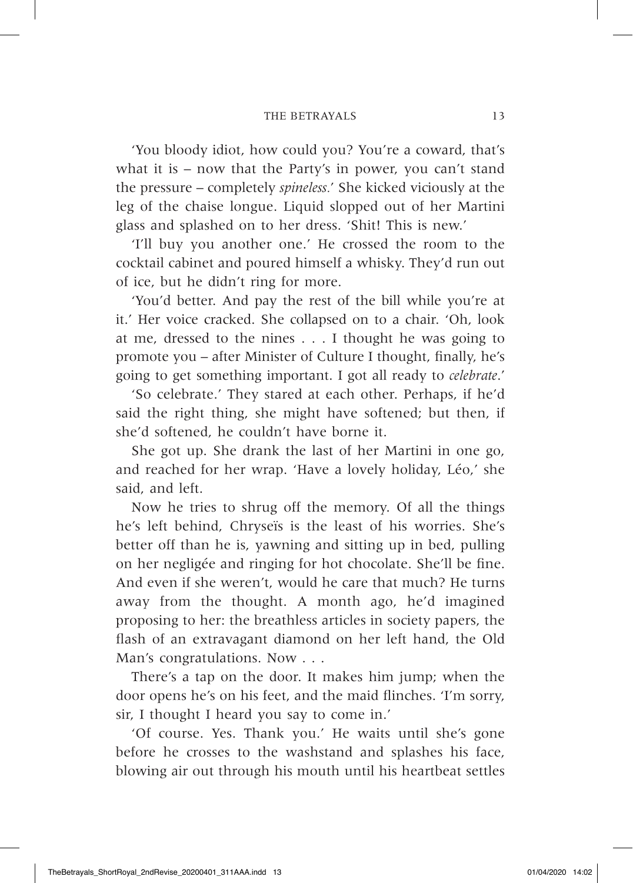'You bloody idiot, how could you? You're a coward, that's what it is – now that the Party's in power, you can't stand the pressure – completely *spineless*.' She kicked viciously at the leg of the chaise longue. Liquid slopped out of her Martini glass and splashed on to her dress. 'Shit! This is new.'

'I'll buy you another one.' He crossed the room to the cocktail cabinet and poured himself a whisky. They'd run out of ice, but he didn't ring for more.

'You'd better. And pay the rest of the bill while you're at it.' Her voice cracked. She collapsed on to a chair. 'Oh, look at me, dressed to the nines . . . I thought he was going to promote you – after Minister of Culture I thought, finally, he's going to get something important. I got all ready to *celebrate*.'

'So celebrate.' They stared at each other. Perhaps, if he'd said the right thing, she might have softened; but then, if she'd softened, he couldn't have borne it.

She got up. She drank the last of her Martini in one go, and reached for her wrap. 'Have a lovely holiday, Léo,' she said, and left.

Now he tries to shrug off the memory. Of all the things he's left behind, Chryseïs is the least of his worries. She's better off than he is, yawning and sitting up in bed, pulling on her negligée and ringing for hot chocolate. She'll be fine. And even if she weren't, would he care that much? He turns away from the thought. A month ago, he'd imagined proposing to her: the breathless articles in society papers, the flash of an extravagant diamond on her left hand, the Old Man's congratulations. Now . . .

There's a tap on the door. It makes him jump; when the door opens he's on his feet, and the maid flinches. 'I'm sorry, sir, I thought I heard you say to come in.'

'Of course. Yes. Thank you.' He waits until she's gone before he crosses to the washstand and splashes his face, blowing air out through his mouth until his heartbeat settles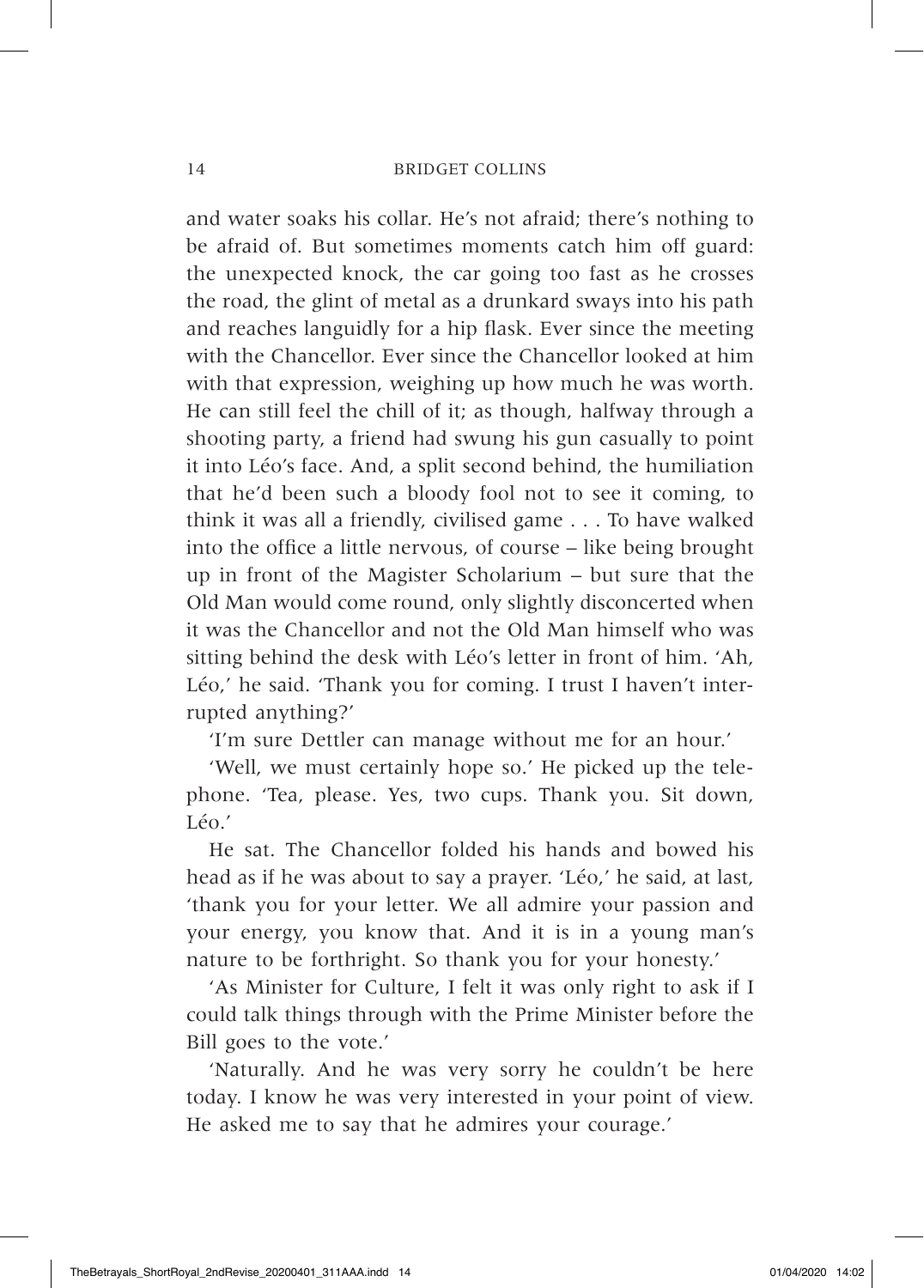and water soaks his collar. He's not afraid; there's nothing to be afraid of. But sometimes moments catch him off guard: the unexpected knock, the car going too fast as he crosses the road, the glint of metal as a drunkard sways into his path and reaches languidly for a hip flask. Ever since the meeting with the Chancellor. Ever since the Chancellor looked at him with that expression, weighing up how much he was worth. He can still feel the chill of it; as though, halfway through a shooting party, a friend had swung his gun casually to point it into Léo's face. And, a split second behind, the humiliation that he'd been such a bloody fool not to see it coming, to think it was all a friendly, civilised game . . . To have walked into the office a little nervous, of course – like being brought up in front of the Magister Scholarium – but sure that the Old Man would come round, only slightly disconcerted when it was the Chancellor and not the Old Man himself who was sitting behind the desk with Léo's letter in front of him. 'Ah, Léo,' he said. 'Thank you for coming. I trust I haven't interrupted anything?'

'I'm sure Dettler can manage without me for an hour.'

'Well, we must certainly hope so.' He picked up the telephone. 'Tea, please. Yes, two cups. Thank you. Sit down, Léo.'

He sat. The Chancellor folded his hands and bowed his head as if he was about to say a prayer. 'Léo,' he said, at last, 'thank you for your letter. We all admire your passion and your energy, you know that. And it is in a young man's nature to be forthright. So thank you for your honesty.'

'As Minister for Culture, I felt it was only right to ask if I could talk things through with the Prime Minister before the Bill goes to the vote.'

'Naturally. And he was very sorry he couldn't be here today. I know he was very interested in your point of view. He asked me to say that he admires your courage.'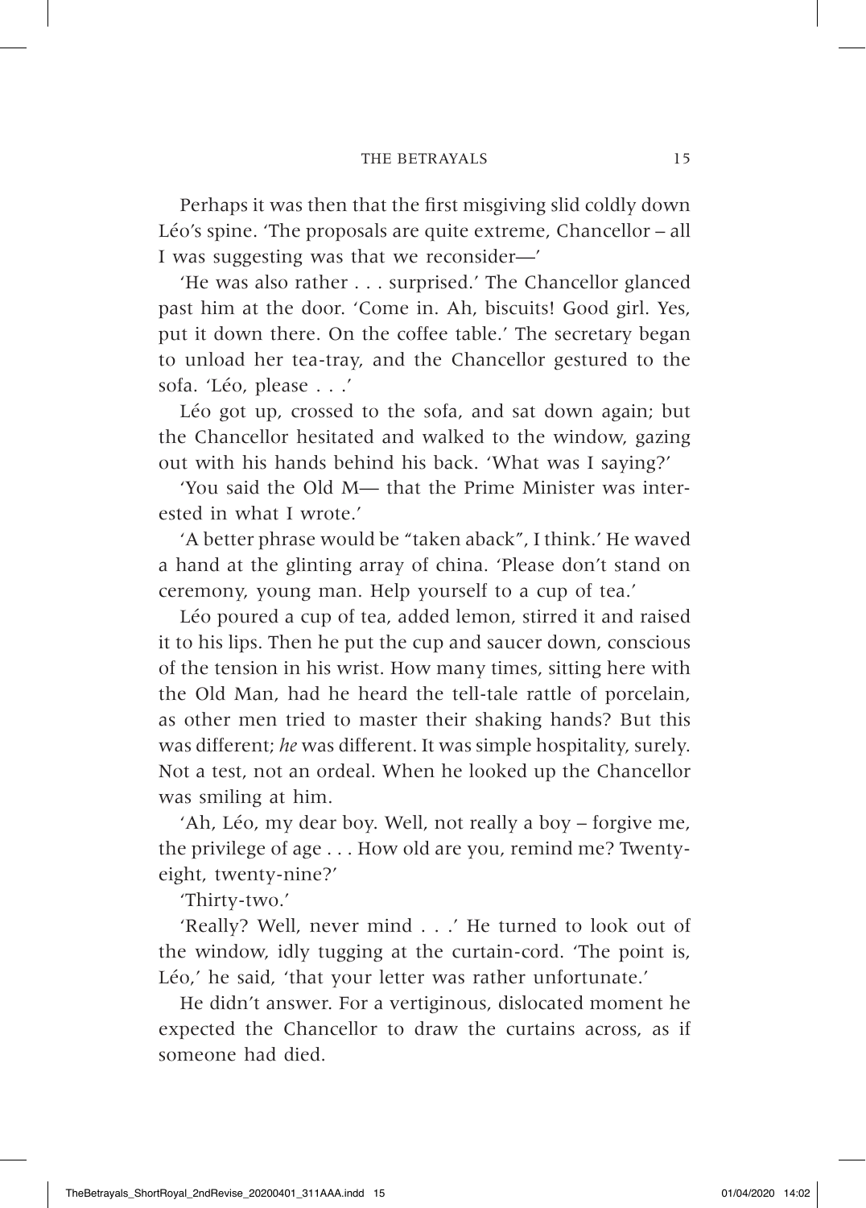Perhaps it was then that the first misgiving slid coldly down Léo's spine. 'The proposals are quite extreme, Chancellor – all I was suggesting was that we reconsider—'

'He was also rather . . . surprised.' The Chancellor glanced past him at the door. 'Come in. Ah, biscuits! Good girl. Yes, put it down there. On the coffee table.' The secretary began to unload her tea-tray, and the Chancellor gestured to the sofa. 'Léo, please . . .'

Léo got up, crossed to the sofa, and sat down again; but the Chancellor hesitated and walked to the window, gazing out with his hands behind his back. 'What was I saying?'

'You said the Old M— that the Prime Minister was interested in what I wrote.'

'A better phrase would be "taken aback", I think.' He waved a hand at the glinting array of china. 'Please don't stand on ceremony, young man. Help yourself to a cup of tea.'

Léo poured a cup of tea, added lemon, stirred it and raised it to his lips. Then he put the cup and saucer down, conscious of the tension in his wrist. How many times, sitting here with the Old Man, had he heard the tell-tale rattle of porcelain, as other men tried to master their shaking hands? But this was different; *he* was different. It was simple hospitality, surely. Not a test, not an ordeal. When he looked up the Chancellor was smiling at him.

'Ah, Léo, my dear boy. Well, not really a boy – forgive me, the privilege of age . . . How old are you, remind me? Twenty-eight, twenty-nine?'

'Thirty-two.'

'Really? Well, never mind . . .' He turned to look out of the window, idly tugging at the curtain-cord. 'The point is, Léo,' he said, 'that your letter was rather unfortunate.'

He didn't answer. For a vertiginous, dislocated moment he expected the Chancellor to draw the curtains across, as if someone had died.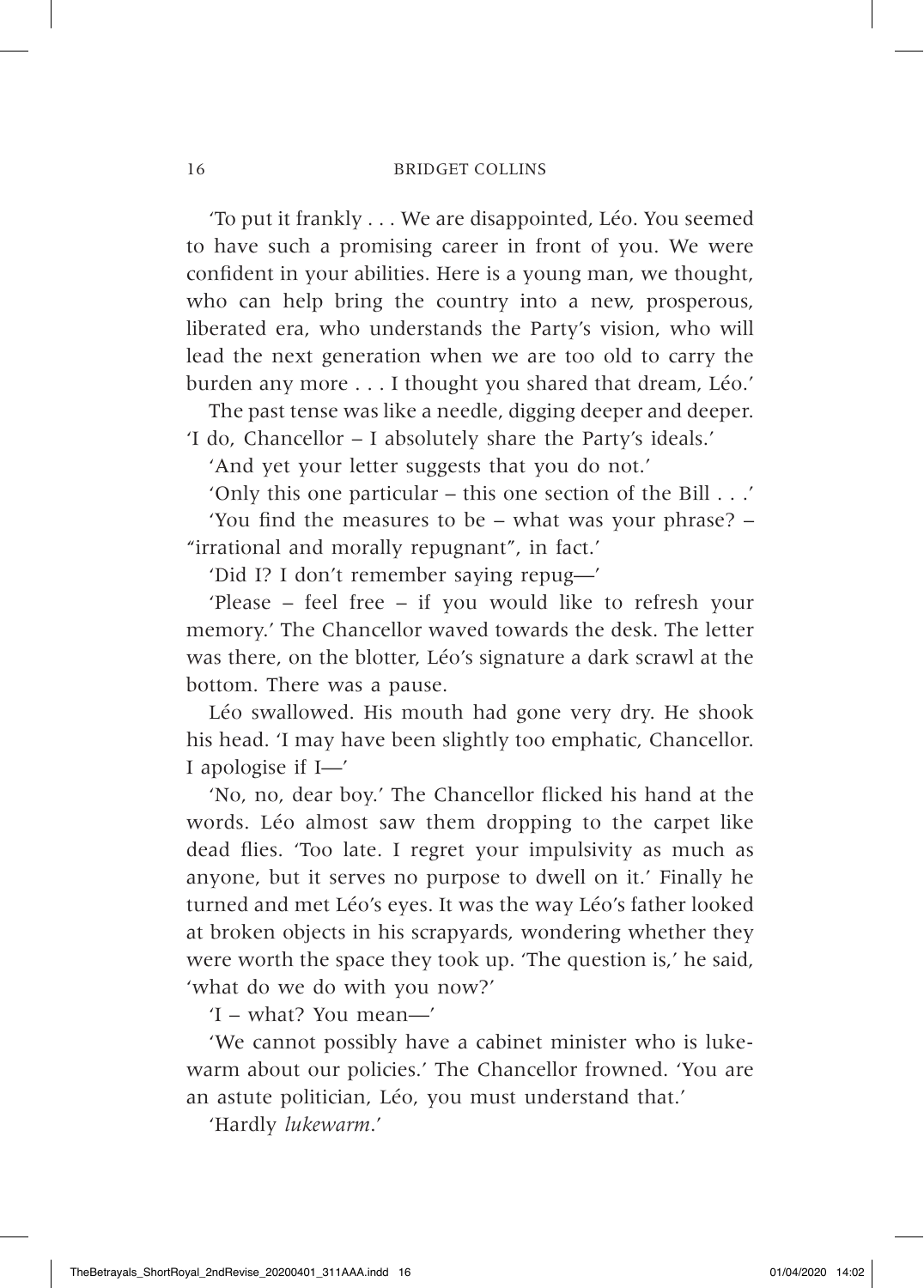'To put it frankly . . . We are disappointed, Léo. You seemed to have such a promising career in front of you. We were confident in your abilities. Here is a young man, we thought, who can help bring the country into a new, prosperous, liberated era, who understands the Party's vision, who will lead the next generation when we are too old to carry the burden any more . . . I thought you shared that dream, Léo.'

The past tense was like a needle, digging deeper and deeper. 'I do, Chancellor – I absolutely share the Party's ideals.'

'And yet your letter suggests that you do not.'

'Only this one particular – this one section of the Bill . . .'

'You find the measures to be – what was your phrase? – "irrational and morally repugnant", in fact.'

'Did I? I don't remember saying repug—'

'Please – feel free – if you would like to refresh your memory.' The Chancellor waved towards the desk. The letter was there, on the blotter, Léo's signature a dark scrawl at the bottom. There was a pause.

Léo swallowed. His mouth had gone very dry. He shook his head. 'I may have been slightly too emphatic, Chancellor. I apologise if I—'

'No, no, dear boy.' The Chancellor flicked his hand at the words. Léo almost saw them dropping to the carpet like dead flies. 'Too late. I regret your impulsivity as much as anyone, but it serves no purpose to dwell on it.' Finally he turned and met Léo's eyes. It was the way Léo's father looked at broken objects in his scrapyards, wondering whether they were worth the space they took up. 'The question is,' he said, 'what do we do with you now?'

'I – what? You mean—'

'We cannot possibly have a cabinet minister who is lukewarm about our policies.' The Chancellor frowned. 'You are an astute politician, Léo, you must understand that.'

'Hardly *lukewarm*.'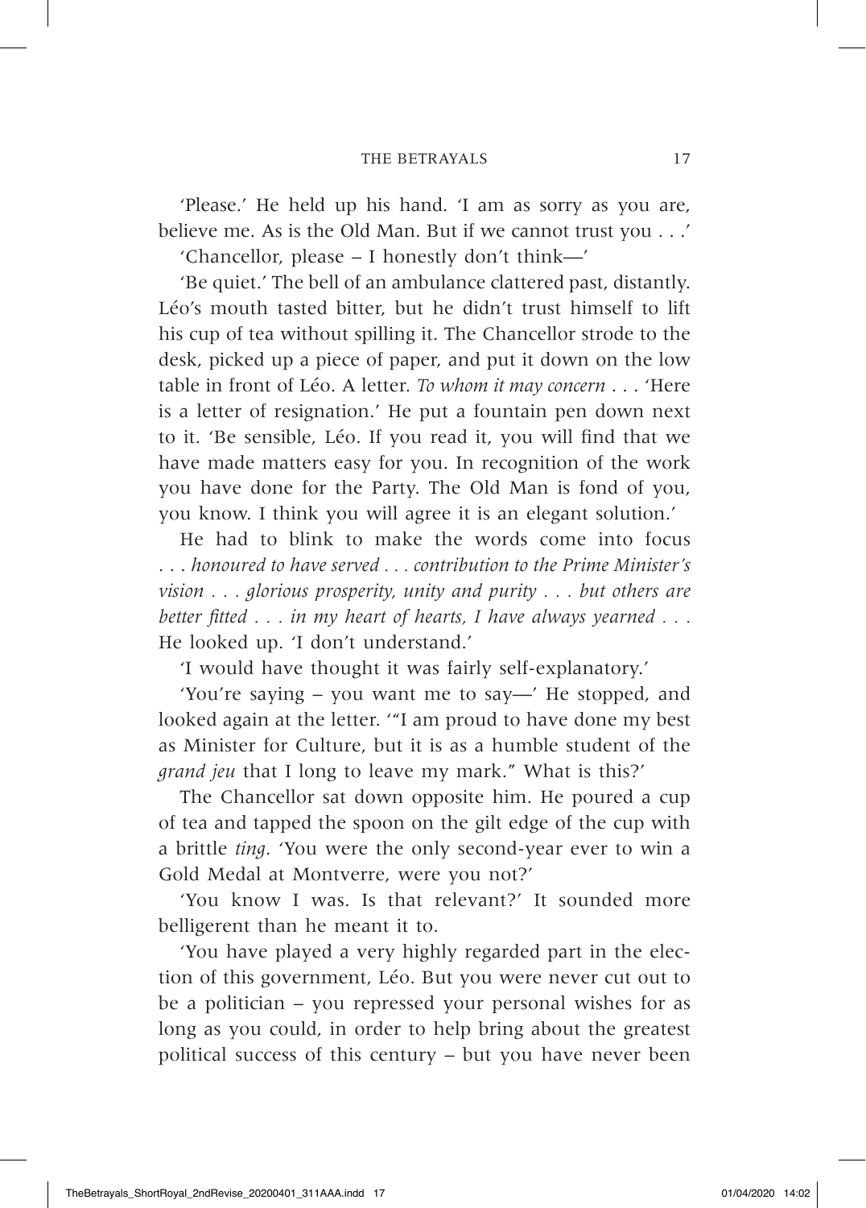'Please.' He held up his hand. 'I am as sorry as you are, believe me. As is the Old Man. But if we cannot trust you . . .'

'Chancellor, please – I honestly don't think—'

'Be quiet.' The bell of an ambulance clattered past, distantly. Léo's mouth tasted bitter, but he didn't trust himself to lift his cup of tea without spilling it. The Chancellor strode to the desk, picked up a piece of paper, and put it down on the low table in front of Léo. A letter. *To whom it may concern* . . . 'Here is a letter of resignation.' He put a fountain pen down next to it. 'Be sensible, Léo. If you read it, you will find that we have made matters easy for you. In recognition of the work you have done for the Party. The Old Man is fond of you, you know. I think you will agree it is an elegant solution.'

He had to blink to make the words come into focus . . . *honoured to have served . . . contribution to the Prime Minister's vision . . . glorious prosperity, unity and purity . . . but others are better fitted . . . in my heart of hearts, I have always yearned . . .* He looked up. 'I don't understand.'

'I would have thought it was fairly self-explanatory.'

'You're saying – you want me to say—' He stopped, and looked again at the letter. '"I am proud to have done my best as Minister for Culture, but it is as a humble student of the *grand jeu* that I long to leave my mark." What is this?'

The Chancellor sat down opposite him. He poured a cup of tea and tapped the spoon on the gilt edge of the cup with a brittle *ting*. 'You were the only second-year ever to win a Gold Medal at Montverre, were you not?'

'You know I was. Is that relevant?' It sounded more belligerent than he meant it to.

'You have played a very highly regarded part in the election of this government, Léo. But you were never cut out to be a politician – you repressed your personal wishes for as long as you could, in order to help bring about the greatest political success of this century – but you have never been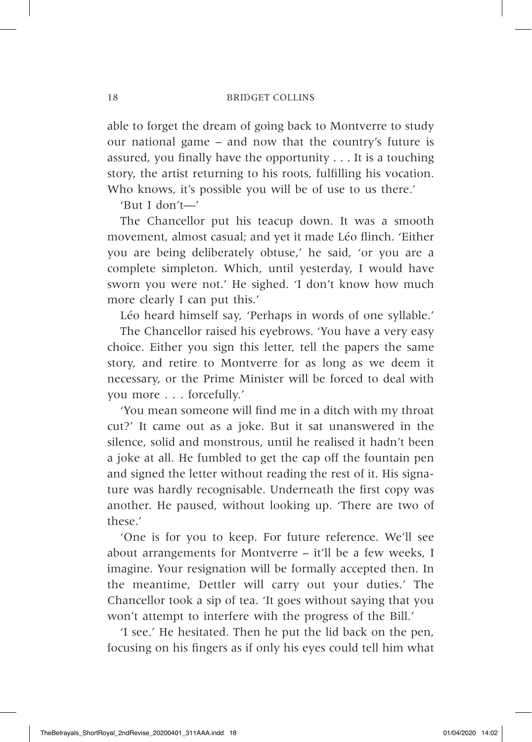able to forget the dream of going back to Montverre to study our national game – and now that the country's future is assured, you finally have the opportunity . . . It is a touching story, the artist returning to his roots, fulfilling his vocation. Who knows, it's possible you will be of use to us there.'

'But I don't—'

The Chancellor put his teacup down. It was a smooth movement, almost casual; and yet it made Léo flinch. 'Either you are being deliberately obtuse,' he said, 'or you are a complete simpleton. Which, until yesterday, I would have sworn you were not.' He sighed. 'I don't know how much more clearly I can put this.'

Léo heard himself say, 'Perhaps in words of one syllable.'

The Chancellor raised his eyebrows. 'You have a very easy choice. Either you sign this letter, tell the papers the same story, and retire to Montverre for as long as we deem it necessary, or the Prime Minister will be forced to deal with you more . . . forcefully.'

'You mean someone will find me in a ditch with my throat cut?' It came out as a joke. But it sat unanswered in the silence, solid and monstrous, until he realised it hadn't been a joke at all. He fumbled to get the cap off the fountain pen and signed the letter without reading the rest of it. His signature was hardly recognisable. Underneath the first copy was another. He paused, without looking up. 'There are two of these.'

'One is for you to keep. For future reference. We'll see about arrangements for Montverre – it'll be a few weeks, I imagine. Your resignation will be formally accepted then. In the meantime, Dettler will carry out your duties.' The Chancellor took a sip of tea. 'It goes without saying that you won't attempt to interfere with the progress of the Bill.'

'I see.' He hesitated. Then he put the lid back on the pen, focusing on his fingers as if only his eyes could tell him what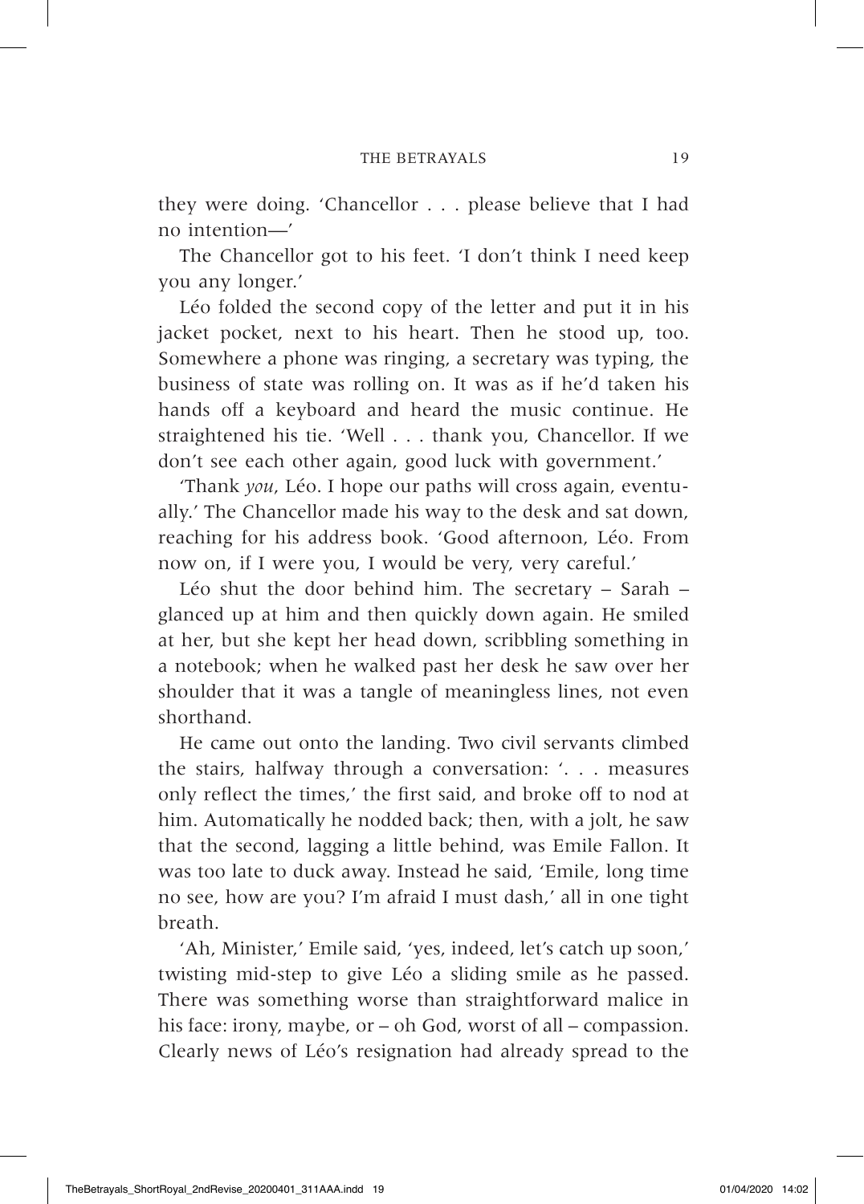they were doing. 'Chancellor . . . please believe that I had no intention—'

The Chancellor got to his feet. 'I don't think I need keep you any longer.'

Léo folded the second copy of the letter and put it in his jacket pocket, next to his heart. Then he stood up, too. Somewhere a phone was ringing, a secretary was typing, the business of state was rolling on. It was as if he'd taken his hands off a keyboard and heard the music continue. He straightened his tie. 'Well . . . thank you, Chancellor. If we don't see each other again, good luck with government.'

'Thank *you*, Léo. I hope our paths will cross again, eventually.' The Chancellor made his way to the desk and sat down, reaching for his address book. 'Good afternoon, Léo. From now on, if I were you, I would be very, very careful.'

Léo shut the door behind him. The secretary – Sarah – glanced up at him and then quickly down again. He smiled at her, but she kept her head down, scribbling something in a notebook; when he walked past her desk he saw over her shoulder that it was a tangle of meaningless lines, not even shorthand.

He came out onto the landing. Two civil servants climbed the stairs, halfway through a conversation: '. . . measures only reflect the times,' the first said, and broke off to nod at him. Automatically he nodded back; then, with a jolt, he saw that the second, lagging a little behind, was Emile Fallon. It was too late to duck away. Instead he said, 'Emile, long time no see, how are you? I'm afraid I must dash,' all in one tight breath.

'Ah, Minister,' Emile said, 'yes, indeed, let's catch up soon,' twisting mid-step to give Léo a sliding smile as he passed. There was something worse than straightforward malice in his face: irony, maybe, or – oh God, worst of all – compassion. Clearly news of Léo's resignation had already spread to the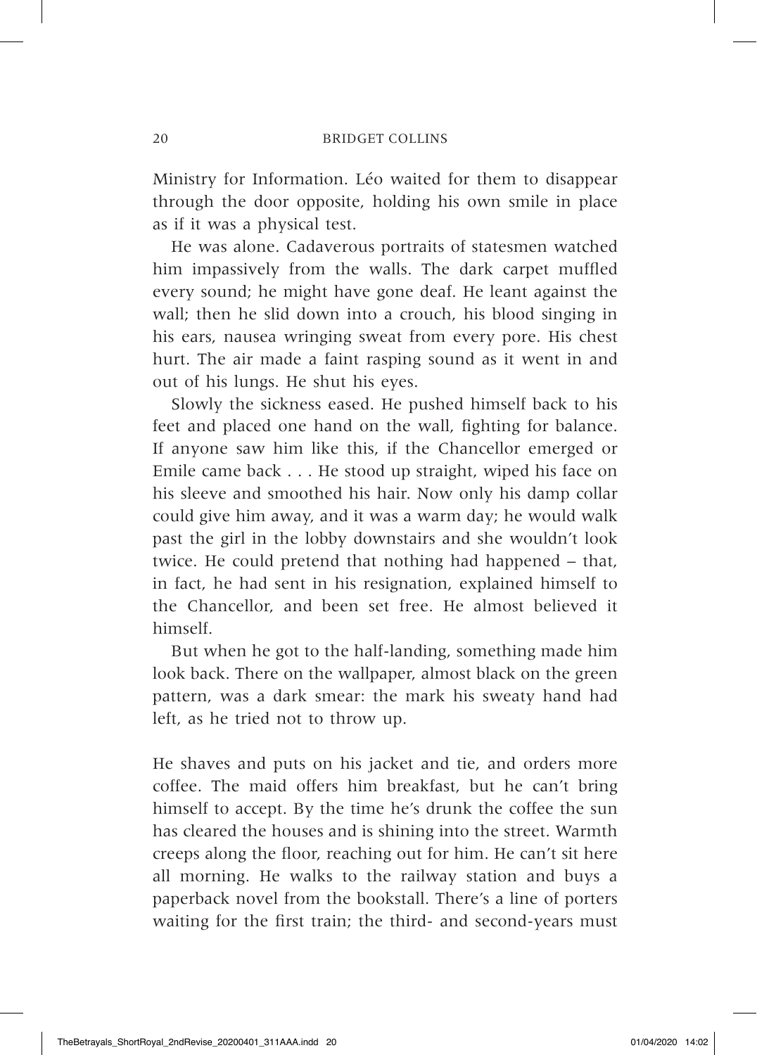Ministry for Information. Léo waited for them to disappear through the door opposite, holding his own smile in place as if it was a physical test.

He was alone. Cadaverous portraits of statesmen watched him impassively from the walls. The dark carpet muffled every sound; he might have gone deaf. He leant against the wall; then he slid down into a crouch, his blood singing in his ears, nausea wringing sweat from every pore. His chest hurt. The air made a faint rasping sound as it went in and out of his lungs. He shut his eyes.

Slowly the sickness eased. He pushed himself back to his feet and placed one hand on the wall, fighting for balance. If anyone saw him like this, if the Chancellor emerged or Emile came back . . . He stood up straight, wiped his face on his sleeve and smoothed his hair. Now only his damp collar could give him away, and it was a warm day; he would walk past the girl in the lobby downstairs and she wouldn't look twice. He could pretend that nothing had happened – that, in fact, he had sent in his resignation, explained himself to the Chancellor, and been set free. He almost believed it himself.

But when he got to the half-landing, something made him look back. There on the wallpaper, almost black on the green pattern, was a dark smear: the mark his sweaty hand had left, as he tried not to throw up.

He shaves and puts on his jacket and tie, and orders more coffee. The maid offers him breakfast, but he can't bring himself to accept. By the time he's drunk the coffee the sun has cleared the houses and is shining into the street. Warmth creeps along the floor, reaching out for him. He can't sit here all morning. He walks to the railway station and buys a paperback novel from the bookstall. There's a line of porters waiting for the first train; the third- and second-years must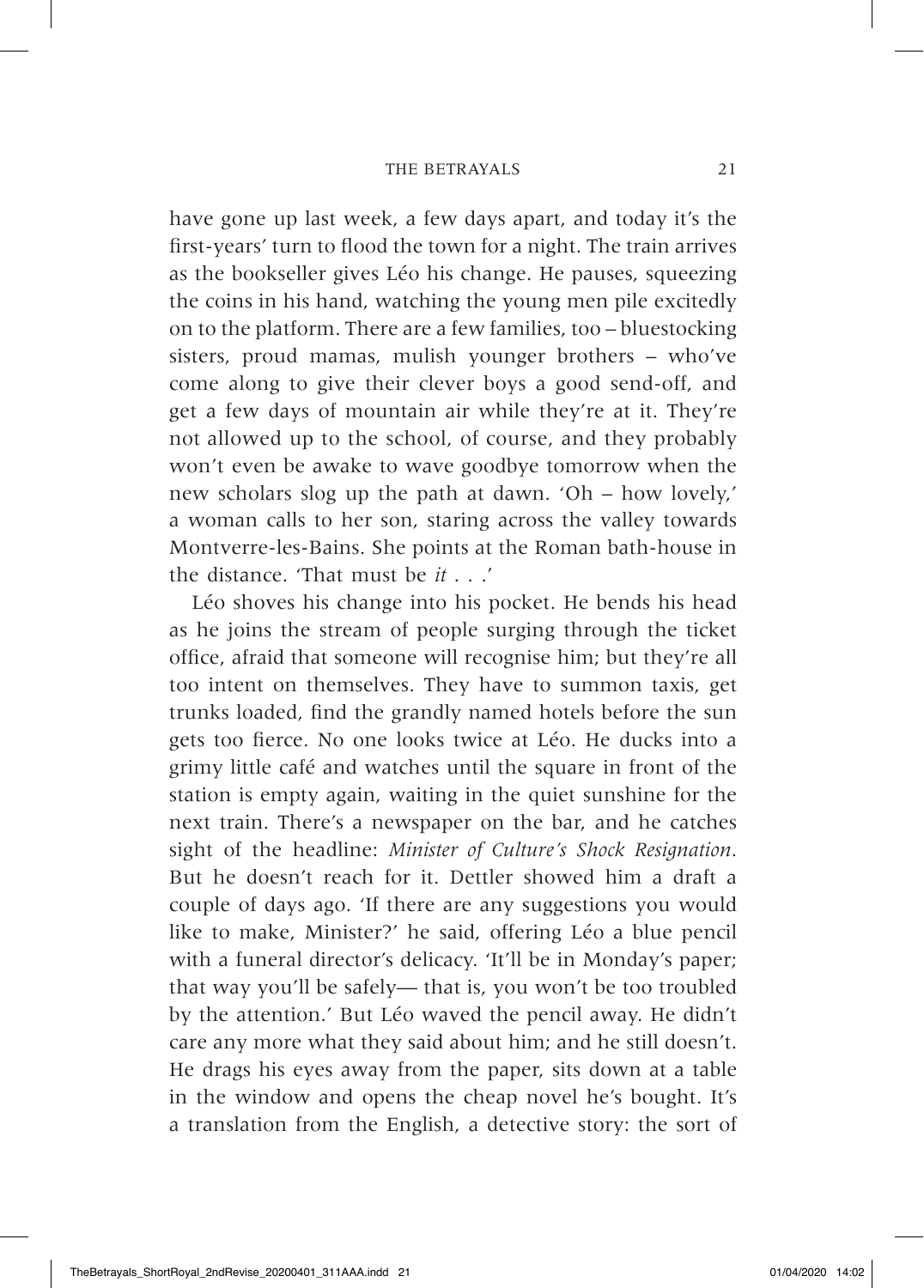have gone up last week, a few days apart, and today it's the first-years' turn to flood the town for a night. The train arrives as the bookseller gives Léo his change. He pauses, squeezing the coins in his hand, watching the young men pile excitedly on to the platform. There are a few families, too – bluestocking sisters, proud mamas, mulish younger brothers – who've come along to give their clever boys a good send-off, and get a few days of mountain air while they're at it. They're not allowed up to the school, of course, and they probably won't even be awake to wave goodbye tomorrow when the new scholars slog up the path at dawn. 'Oh – how lovely,' a woman calls to her son, staring across the valley towards Montverre-les-Bains. She points at the Roman bath-house in the distance. 'That must be *it* . . .'

Léo shoves his change into his pocket. He bends his head as he joins the stream of people surging through the ticket office, afraid that someone will recognise him; but they're all too intent on themselves. They have to summon taxis, get trunks loaded, find the grandly named hotels before the sun gets too fierce. No one looks twice at Léo. He ducks into a grimy little café and watches until the square in front of the station is empty again, waiting in the quiet sunshine for the next train. There's a newspaper on the bar, and he catches sight of the headline: *Minister of Culture's Shock Resignation*. But he doesn't reach for it. Dettler showed him a draft a couple of days ago. 'If there are any suggestions you would like to make, Minister?' he said, offering Léo a blue pencil with a funeral director's delicacy. 'It'll be in Monday's paper; that way you'll be safely— that is, you won't be too troubled by the attention.' But Léo waved the pencil away. He didn't care any more what they said about him; and he still doesn't. He drags his eyes away from the paper, sits down at a table in the window and opens the cheap novel he's bought. It's a translation from the English, a detective story: the sort of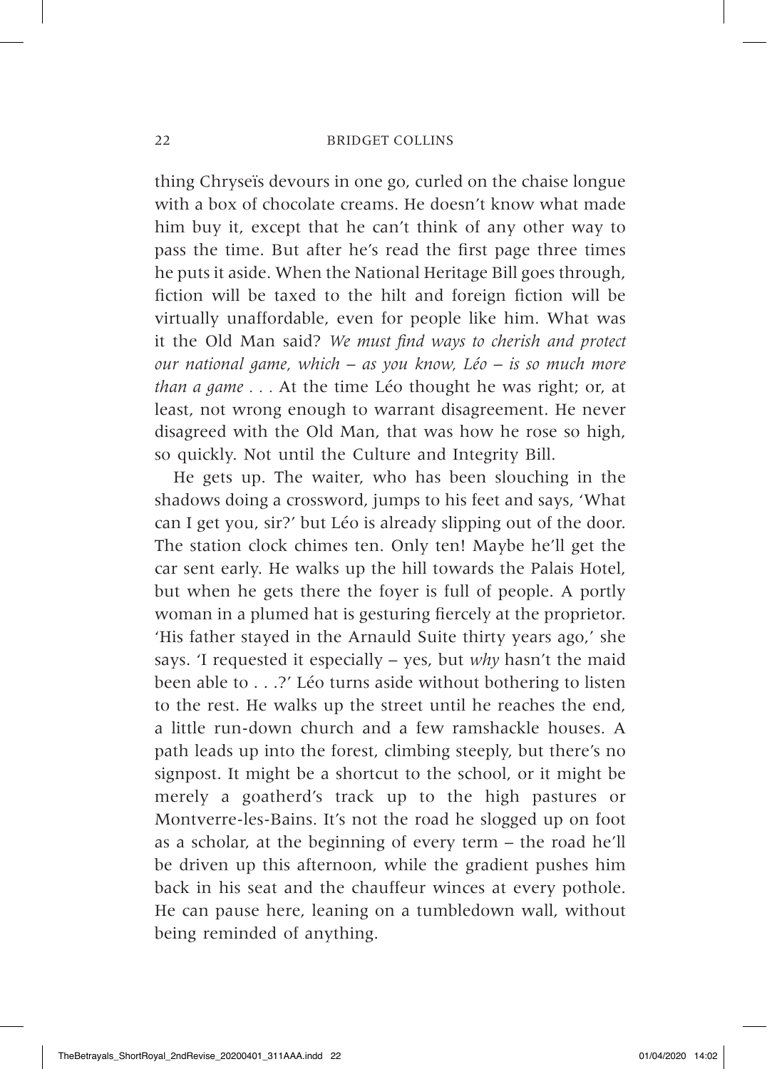thing Chryseïs devours in one go, curled on the chaise longue with a box of chocolate creams. He doesn't know what made him buy it, except that he can't think of any other way to pass the time. But after he's read the first page three times he puts it aside. When the National Heritage Bill goes through, fiction will be taxed to the hilt and foreign fiction will be virtually unaffordable, even for people like him. What was it the Old Man said? *We must find ways to cherish and protect our national game, which – as you know, Léo – is so much more than a game . . .* At the time Léo thought he was right; or, at least, not wrong enough to warrant disagreement. He never disagreed with the Old Man, that was how he rose so high, so quickly. Not until the Culture and Integrity Bill.

He gets up. The waiter, who has been slouching in the shadows doing a crossword, jumps to his feet and says, 'What can I get you, sir?' but Léo is already slipping out of the door. The station clock chimes ten. Only ten! Maybe he'll get the car sent early. He walks up the hill towards the Palais Hotel, but when he gets there the foyer is full of people. A portly woman in a plumed hat is gesturing fiercely at the proprietor. 'His father stayed in the Arnauld Suite thirty years ago,' she says. 'I requested it especially – yes, but *why* hasn't the maid been able to . . .?' Léo turns aside without bothering to listen to the rest. He walks up the street until he reaches the end, a little run-down church and a few ramshackle houses. A path leads up into the forest, climbing steeply, but there's no signpost. It might be a shortcut to the school, or it might be merely a goatherd's track up to the high pastures or Montverre-les-Bains. It's not the road he slogged up on foot as a scholar, at the beginning of every term – the road he'll be driven up this afternoon, while the gradient pushes him back in his seat and the chauffeur winces at every pothole. He can pause here, leaning on a tumbledown wall, without being reminded of anything.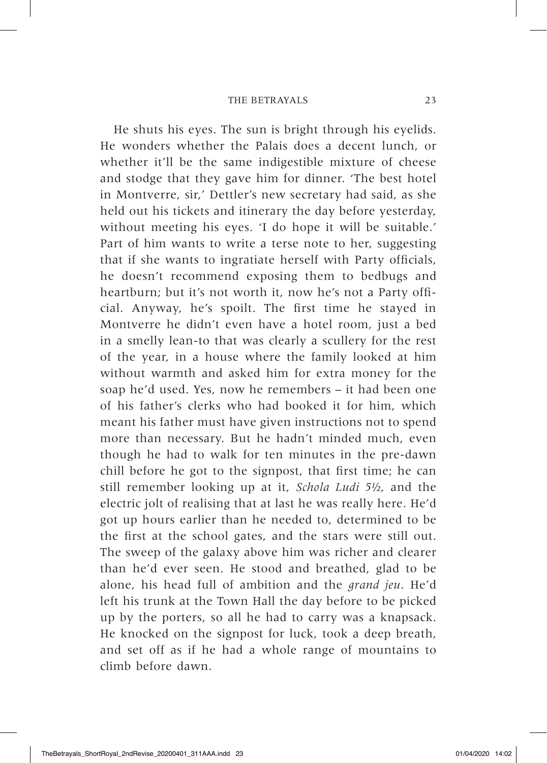He shuts his eyes. The sun is bright through his eyelids. He wonders whether the Palais does a decent lunch, or whether it'll be the same indigestible mixture of cheese and stodge that they gave him for dinner. 'The best hotel in Montverre, sir,' Dettler's new secretary had said, as she held out his tickets and itinerary the day before yesterday, without meeting his eyes. 'I do hope it will be suitable.' Part of him wants to write a terse note to her, suggesting that if she wants to ingratiate herself with Party officials, he doesn't recommend exposing them to bedbugs and heartburn; but it's not worth it, now he's not a Party official. Anyway, he's spoilt. The first time he stayed in Montverre he didn't even have a hotel room, just a bed in a smelly lean-to that was clearly a scullery for the rest of the year, in a house where the family looked at him without warmth and asked him for extra money for the soap he'd used. Yes, now he remembers – it had been one of his father's clerks who had booked it for him, which meant his father must have given instructions not to spend more than necessary. But he hadn't minded much, even though he had to walk for ten minutes in the pre-dawn chill before he got to the signpost, that first time; he can still remember looking up at it, *Schola Ludi 5½*, and the electric jolt of realising that at last he was really here. He'd got up hours earlier than he needed to, determined to be the first at the school gates, and the stars were still out. The sweep of the galaxy above him was richer and clearer than he'd ever seen. He stood and breathed, glad to be alone, his head full of ambition and the *grand jeu*. He'd left his trunk at the Town Hall the day before to be picked up by the porters, so all he had to carry was a knapsack. He knocked on the signpost for luck, took a deep breath, and set off as if he had a whole range of mountains to climb before dawn.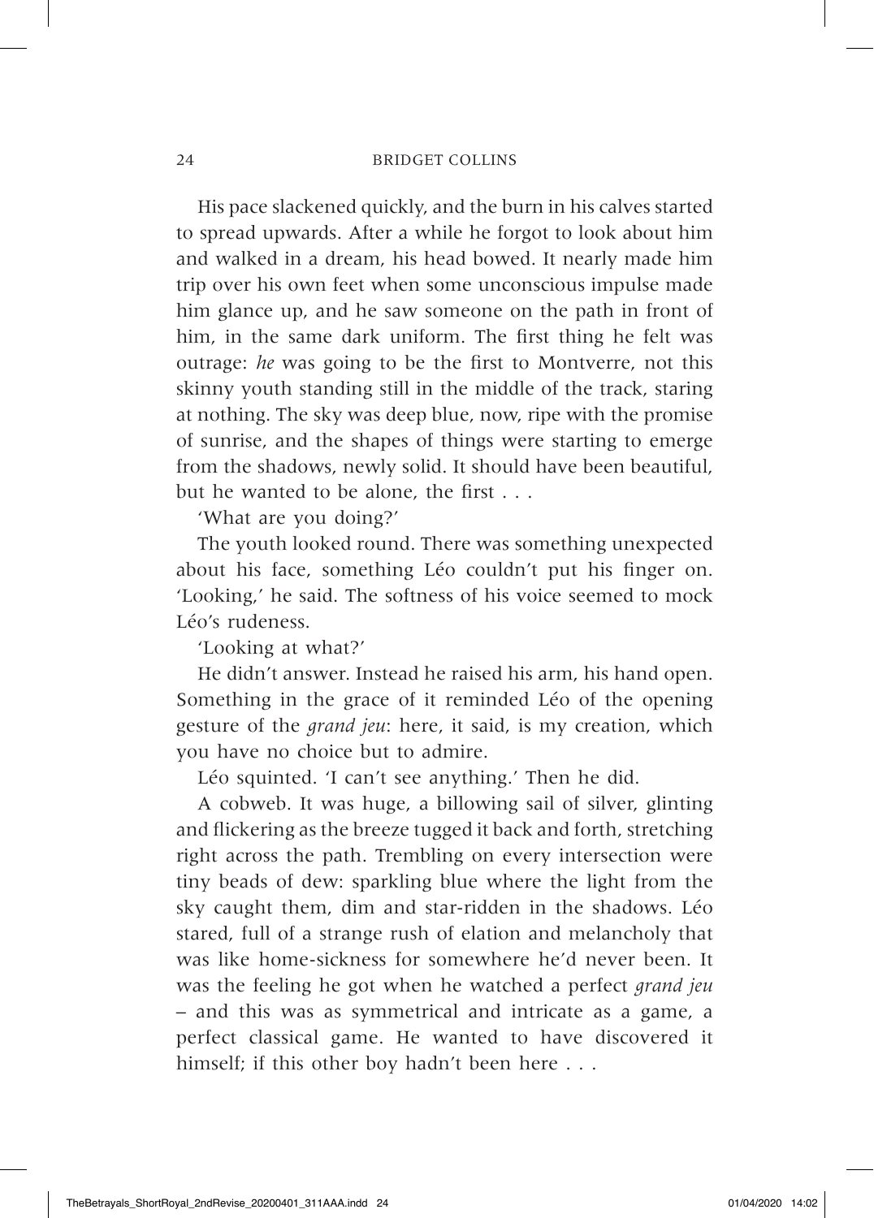His pace slackened quickly, and the burn in his calves started to spread upwards. After a while he forgot to look about him and walked in a dream, his head bowed. It nearly made him trip over his own feet when some unconscious impulse made him glance up, and he saw someone on the path in front of him, in the same dark uniform. The first thing he felt was outrage: *he* was going to be the first to Montverre, not this skinny youth standing still in the middle of the track, staring at nothing. The sky was deep blue, now, ripe with the promise of sunrise, and the shapes of things were starting to emerge from the shadows, newly solid. It should have been beautiful, but he wanted to be alone, the first . . .

'What are you doing?'

The youth looked round. There was something unexpected about his face, something Léo couldn't put his finger on. 'Looking,' he said. The softness of his voice seemed to mock Léo's rudeness.

'Looking at what?'

He didn't answer. Instead he raised his arm, his hand open. Something in the grace of it reminded Léo of the opening gesture of the *grand jeu*: here, it said, is my creation, which you have no choice but to admire.

Léo squinted. 'I can't see anything.' Then he did.

A cobweb. It was huge, a billowing sail of silver, glinting and flickering as the breeze tugged it back and forth, stretching right across the path. Trembling on every intersection were tiny beads of dew: sparkling blue where the light from the sky caught them, dim and star-ridden in the shadows. Léo stared, full of a strange rush of elation and melancholy that was like home-sickness for somewhere he'd never been. It was the feeling he got when he watched a perfect *grand jeu* – and this was as symmetrical and intricate as a game, a perfect classical game. He wanted to have discovered it himself; if this other boy hadn't been here . . .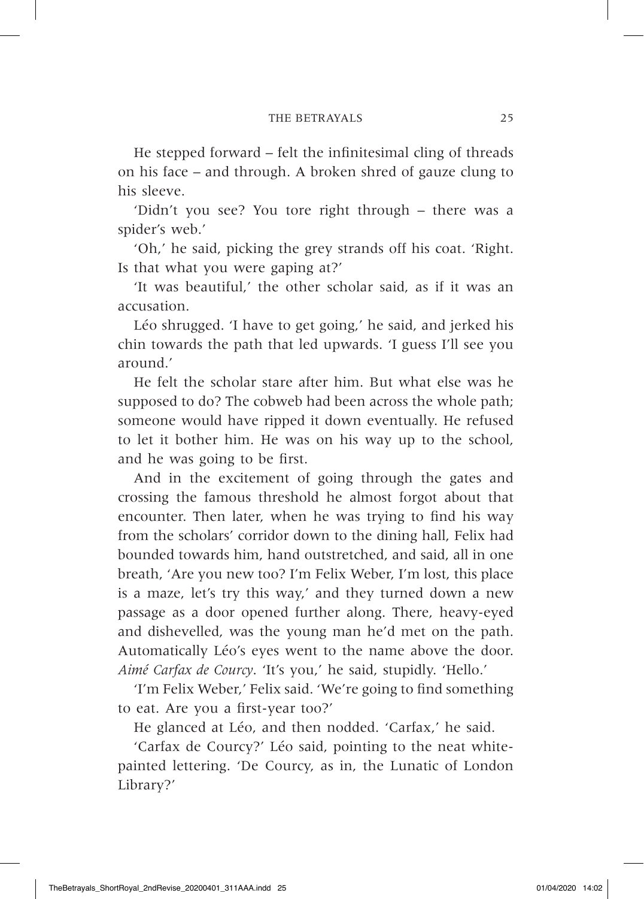He stepped forward – felt the infinitesimal cling of threads on his face – and through. A broken shred of gauze clung to his sleeve.

'Didn't you see? You tore right through – there was a spider's web.'

'Oh,' he said, picking the grey strands off his coat. 'Right. Is that what you were gaping at?'

'It was beautiful,' the other scholar said, as if it was an accusation.

Léo shrugged. 'I have to get going,' he said, and jerked his chin towards the path that led upwards. 'I guess I'll see you around.'

He felt the scholar stare after him. But what else was he supposed to do? The cobweb had been across the whole path; someone would have ripped it down eventually. He refused to let it bother him. He was on his way up to the school, and he was going to be first.

And in the excitement of going through the gates and crossing the famous threshold he almost forgot about that encounter. Then later, when he was trying to find his way from the scholars' corridor down to the dining hall, Felix had bounded towards him, hand outstretched, and said, all in one breath, 'Are you new too? I'm Felix Weber, I'm lost, this place is a maze, let's try this way,' and they turned down a new passage as a door opened further along. There, heavy-eyed and dishevelled, was the young man he'd met on the path. Automatically Léo's eyes went to the name above the door. *Aimé Carfax de Courcy*. 'It's you,' he said, stupidly. 'Hello.'

'I'm Felix Weber,' Felix said. 'We're going to find something to eat. Are you a first-year too?'

He glanced at Léo, and then nodded. 'Carfax,' he said.

'Carfax de Courcy?' Léo said, pointing to the neat white-painted lettering. 'De Courcy, as in, the Lunatic of London Library?'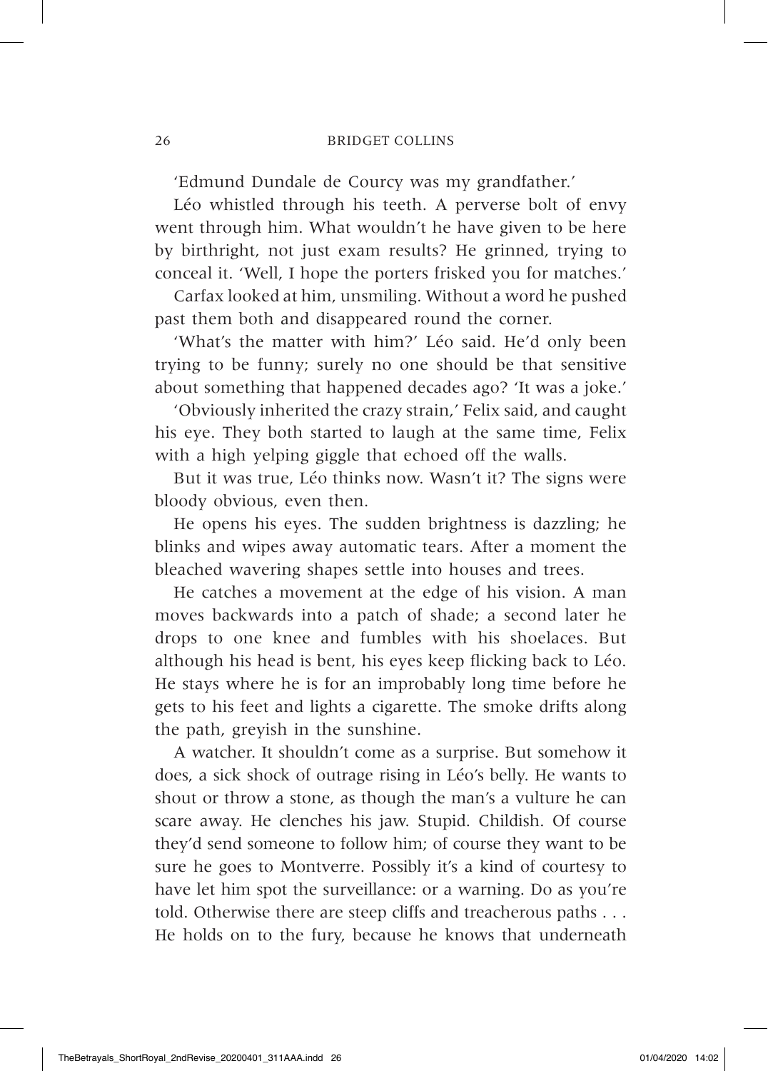'Edmund Dundale de Courcy was my grandfather.'

Léo whistled through his teeth. A perverse bolt of envy went through him. What wouldn't he have given to be here by birthright, not just exam results? He grinned, trying to conceal it. 'Well, I hope the porters frisked you for matches.'

Carfax looked at him, unsmiling. Without a word he pushed past them both and disappeared round the corner.

'What's the matter with him?' Léo said. He'd only been trying to be funny; surely no one should be that sensitive about something that happened decades ago? 'It was a joke.'

'Obviously inherited the crazy strain,' Felix said, and caught his eye. They both started to laugh at the same time, Felix with a high yelping giggle that echoed off the walls.

But it was true, Léo thinks now. Wasn't it? The signs were bloody obvious, even then.

He opens his eyes. The sudden brightness is dazzling; he blinks and wipes away automatic tears. After a moment the bleached wavering shapes settle into houses and trees.

He catches a movement at the edge of his vision. A man moves backwards into a patch of shade; a second later he drops to one knee and fumbles with his shoelaces. But although his head is bent, his eyes keep flicking back to Léo. He stays where he is for an improbably long time before he gets to his feet and lights a cigarette. The smoke drifts along the path, greyish in the sunshine.

A watcher. It shouldn't come as a surprise. But somehow it does, a sick shock of outrage rising in Léo's belly. He wants to shout or throw a stone, as though the man's a vulture he can scare away. He clenches his jaw. Stupid. Childish. Of course they'd send someone to follow him; of course they want to be sure he goes to Montverre. Possibly it's a kind of courtesy to have let him spot the surveillance: or a warning. Do as you're told. Otherwise there are steep cliffs and treacherous paths . . . He holds on to the fury, because he knows that underneath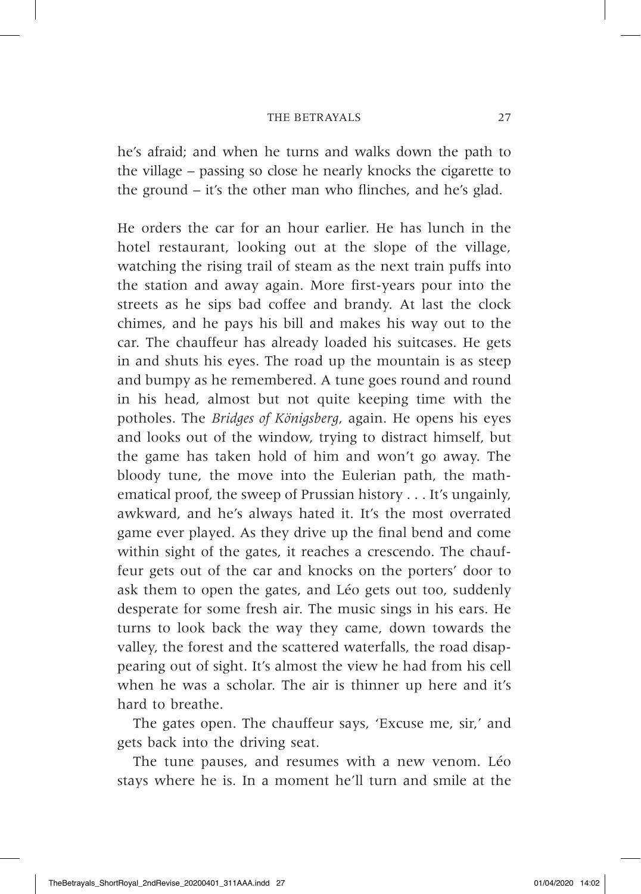he's afraid; and when he turns and walks down the path to the village – passing so close he nearly knocks the cigarette to the ground – it's the other man who flinches, and he's glad.

He orders the car for an hour earlier. He has lunch in the hotel restaurant, looking out at the slope of the village, watching the rising trail of steam as the next train puffs into the station and away again. More first-years pour into the streets as he sips bad coffee and brandy. At last the clock chimes, and he pays his bill and makes his way out to the car. The chauffeur has already loaded his suitcases. He gets in and shuts his eyes. The road up the mountain is as steep and bumpy as he remembered. A tune goes round and round in his head, almost but not quite keeping time with the potholes. The *Bridges of Königsberg*, again. He opens his eyes and looks out of the window, trying to distract himself, but the game has taken hold of him and won't go away. The bloody tune, the move into the Eulerian path, the mathematical proof, the sweep of Prussian history . . . It's ungainly, awkward, and he's always hated it. It's the most overrated game ever played. As they drive up the final bend and come within sight of the gates, it reaches a crescendo. The chauffeur gets out of the car and knocks on the porters' door to ask them to open the gates, and Léo gets out too, suddenly desperate for some fresh air. The music sings in his ears. He turns to look back the way they came, down towards the valley, the forest and the scattered waterfalls, the road disappearing out of sight. It's almost the view he had from his cell when he was a scholar. The air is thinner up here and it's hard to breathe.

The gates open. The chauffeur says, 'Excuse me, sir,' and gets back into the driving seat.

The tune pauses, and resumes with a new venom. Léo stays where he is. In a moment he'll turn and smile at the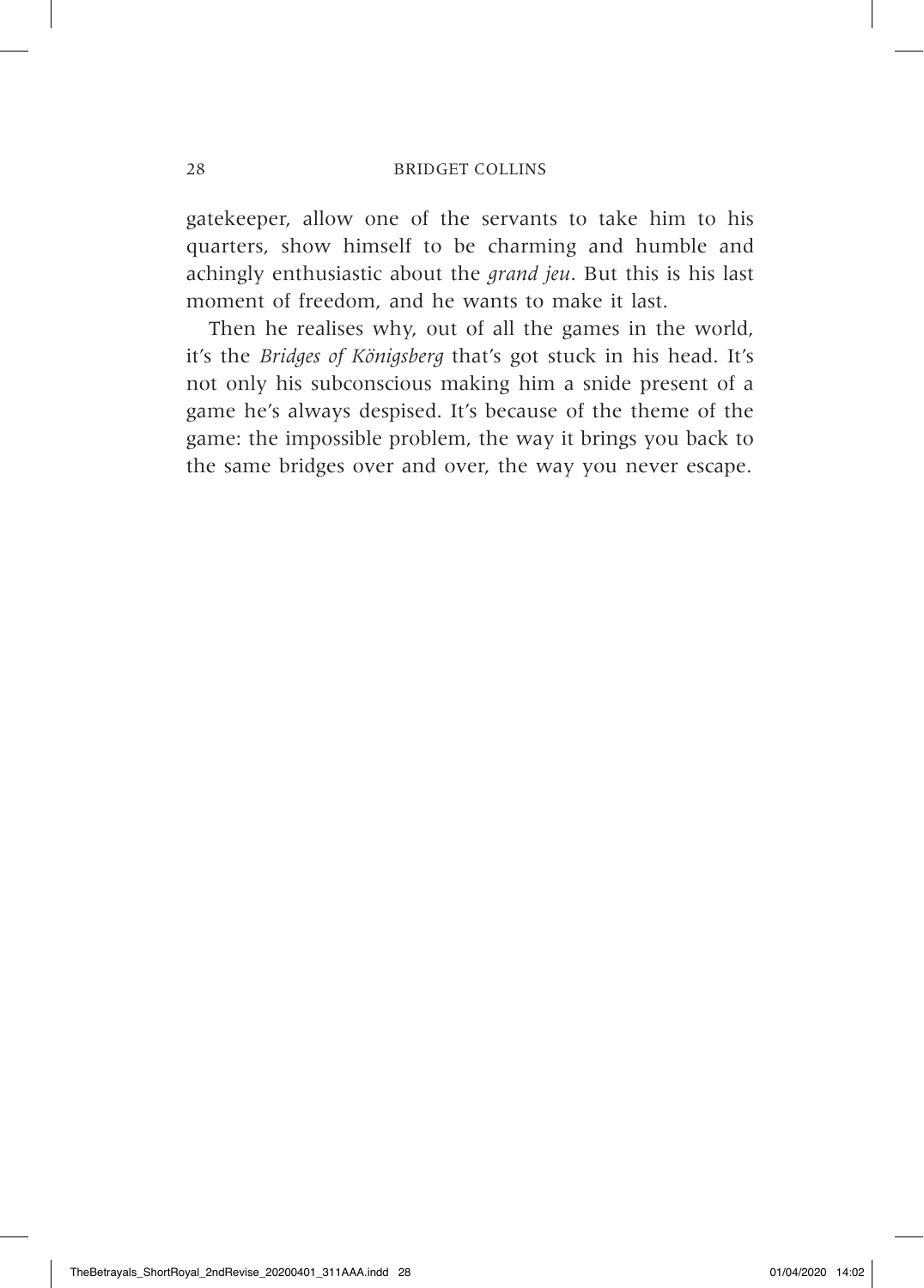gatekeeper, allow one of the servants to take him to his quarters, show himself to be charming and humble and achingly enthusiastic about the *grand jeu*. But this is his last moment of freedom, and he wants to make it last.

Then he realises why, out of all the games in the world, it's the *Bridges of Königsberg* that's got stuck in his head. It's not only his subconscious making him a snide present of a game he's always despised. It's because of the theme of the game: the impossible problem, the way it brings you back to the same bridges over and over, the way you never escape.